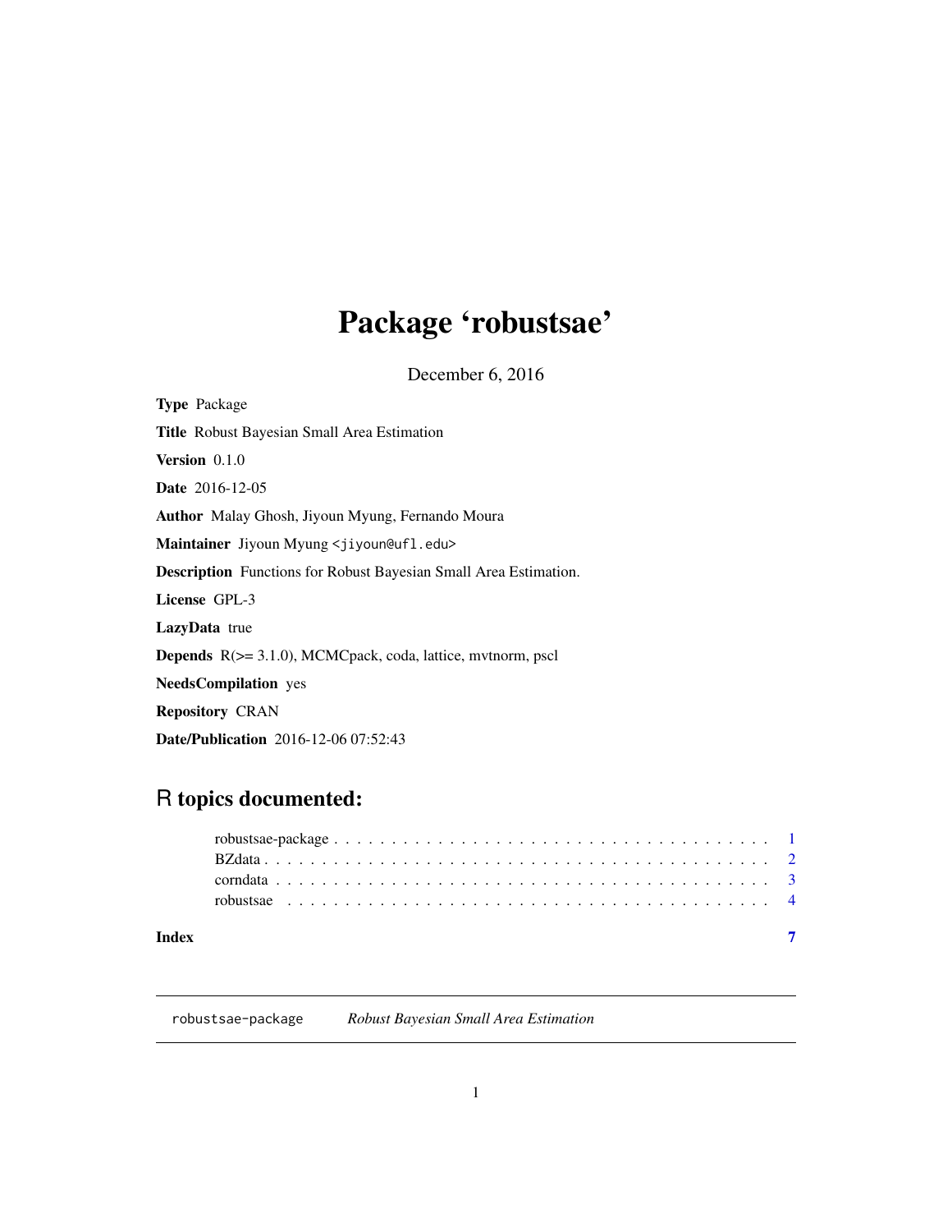# Package 'robustsae'

December 6, 2016

**Type** Package

**Title** Robust Bayesian Small Area Estimation

**Version** 0.1.0

**Date** 2016-12-05

**Author** Malay Ghosh, Jiyoun Myung, Fernando Moura

**Maintainer** Jiyoun Myung <jiyoun@ufl.edu>

**Description** Functions for Robust Bayesian Small Area Estimation.

**License** GPL-3

**LazyData** true

**Depends** R(>= 3.1.0), MCMCpack, coda, lattice, mvtnorm, pscl

**NeedsCompilation** yes

**Repository** CRAN

**Date/Publication** 2016-12-06 07:52:43

## R topics documented:

| | |
|---|---|
| robustsae-package | 1 |
| BZdata | 2 |
| corndata | 3 |
| robustsae | 4 |
| **Index** | **7** |

---

robustsae-package *Robust Bayesian Small Area Estimation*

---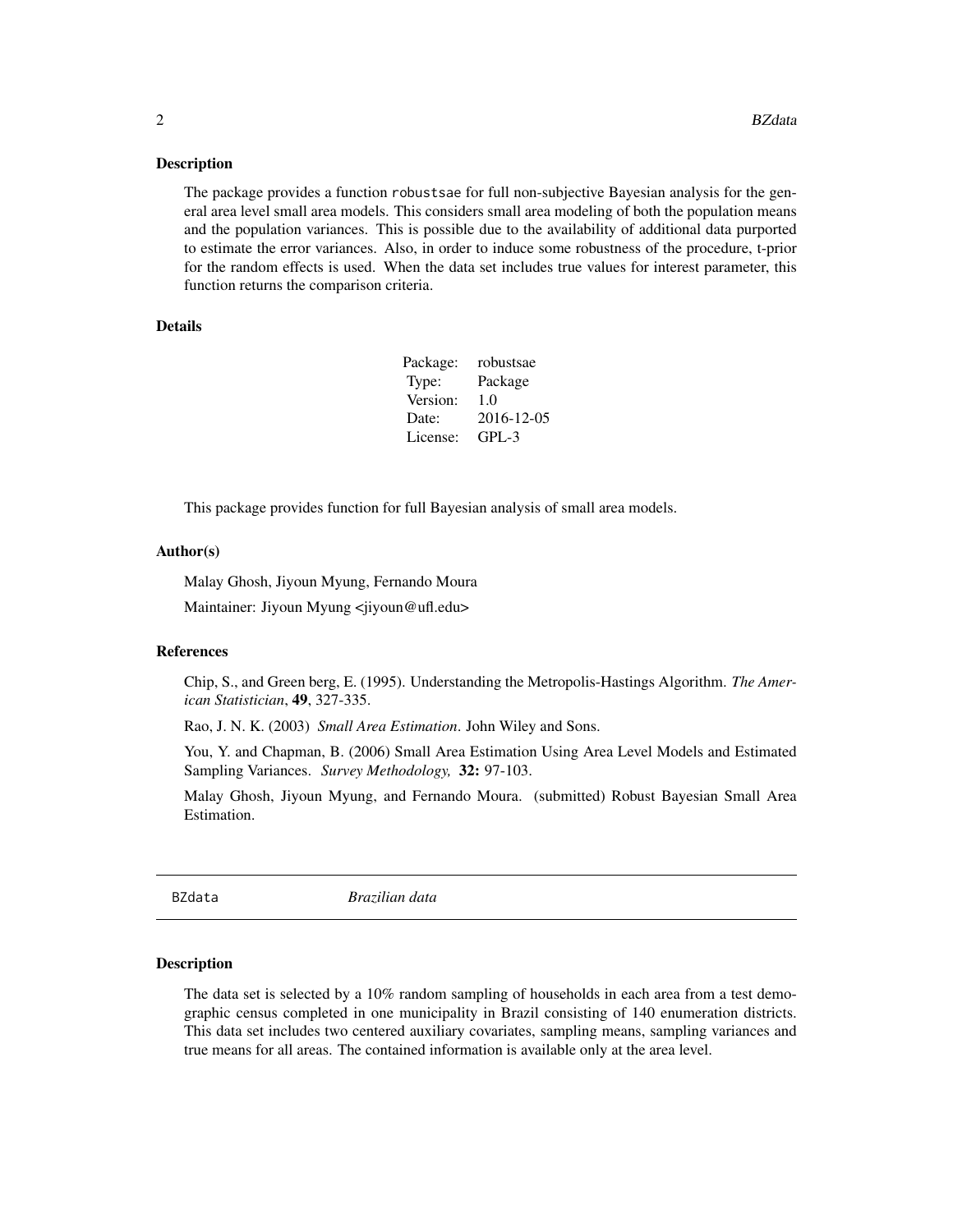## Description

The package provides a function `robustsae` for full non-subjective Bayesian analysis for the general area level small area models. This considers small area modeling of both the population means and the population variances. This is possible due to the availability of additional data purported to estimate the error variances. Also, in order to induce some robustness of the procedure, t-prior for the random effects is used. When the data set includes true values for interest parameter, this function returns the comparison criteria.

## Details

| | |
|---|---|
| Package: | robustsae |
| Type: | Package |
| Version: | 1.0 |
| Date: | 2016-12-05 |
| License: | GPL-3 |

This package provides function for full Bayesian analysis of small area models.

## Author(s)

Malay Ghosh, Jiyoun Myung, Fernando Moura

Maintainer: Jiyoun Myung <jiyoun@ufl.edu>

## References

Chip, S., and Green berg, E. (1995). Understanding the Metropolis-Hastings Algorithm. *The American Statistician*, **49**, 327-335.

Rao, J. N. K. (2003) *Small Area Estimation*. John Wiley and Sons.

You, Y. and Chapman, B. (2006) Small Area Estimation Using Area Level Models and Estimated Sampling Variances. *Survey Methodology,* **32:** 97-103.

Malay Ghosh, Jiyoun Myung, and Fernando Moura. (submitted) Robust Bayesian Small Area Estimation.

---

# BZdata &nbsp;&nbsp;&nbsp;&nbsp; *Brazilian data*

---

## Description

The data set is selected by a 10% random sampling of households in each area from a test demographic census completed in one municipality in Brazil consisting of 140 enumeration districts. This data set includes two centered auxiliary covariates, sampling means, sampling variances and true means for all areas. The contained information is available only at the area level.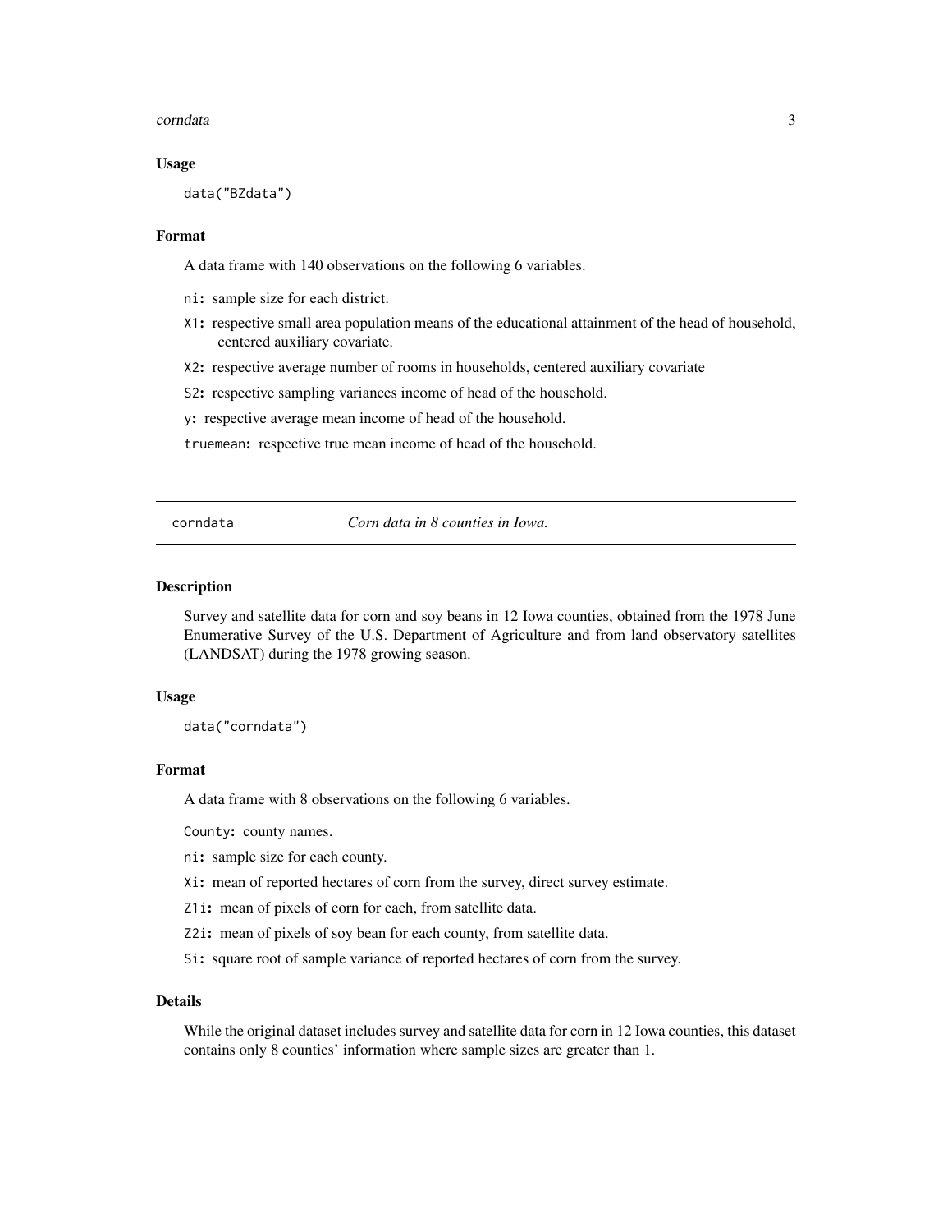### Usage

```
data("BZdata")
```

### Format

A data frame with 140 observations on the following 6 variables.

- `ni`**:** sample size for each district.
- `X1`**:** respective small area population means of the educational attainment of the head of household, centered auxiliary covariate.
- `X2`**:** respective average number of rooms in households, centered auxiliary covariate
- `S2`**:** respective sampling variances income of head of the household.
- `y`**:** respective average mean income of head of the household.
- `truemean`**:** respective true mean income of head of the household.

---

## corndata — *Corn data in 8 counties in Iowa.*

### Description

Survey and satellite data for corn and soy beans in 12 Iowa counties, obtained from the 1978 June Enumerative Survey of the U.S. Department of Agriculture and from land observatory satellites (LANDSAT) during the 1978 growing season.

### Usage

```
data("corndata")
```

### Format

A data frame with 8 observations on the following 6 variables.

- `County`**:** county names.
- `ni`**:** sample size for each county.
- `Xi`**:** mean of reported hectares of corn from the survey, direct survey estimate.
- `Z1i`**:** mean of pixels of corn for each, from satellite data.
- `Z2i`**:** mean of pixels of soy bean for each county, from satellite data.
- `Si`**:** square root of sample variance of reported hectares of corn from the survey.

### Details

While the original dataset includes survey and satellite data for corn in 12 Iowa counties, this dataset contains only 8 counties' information where sample sizes are greater than 1.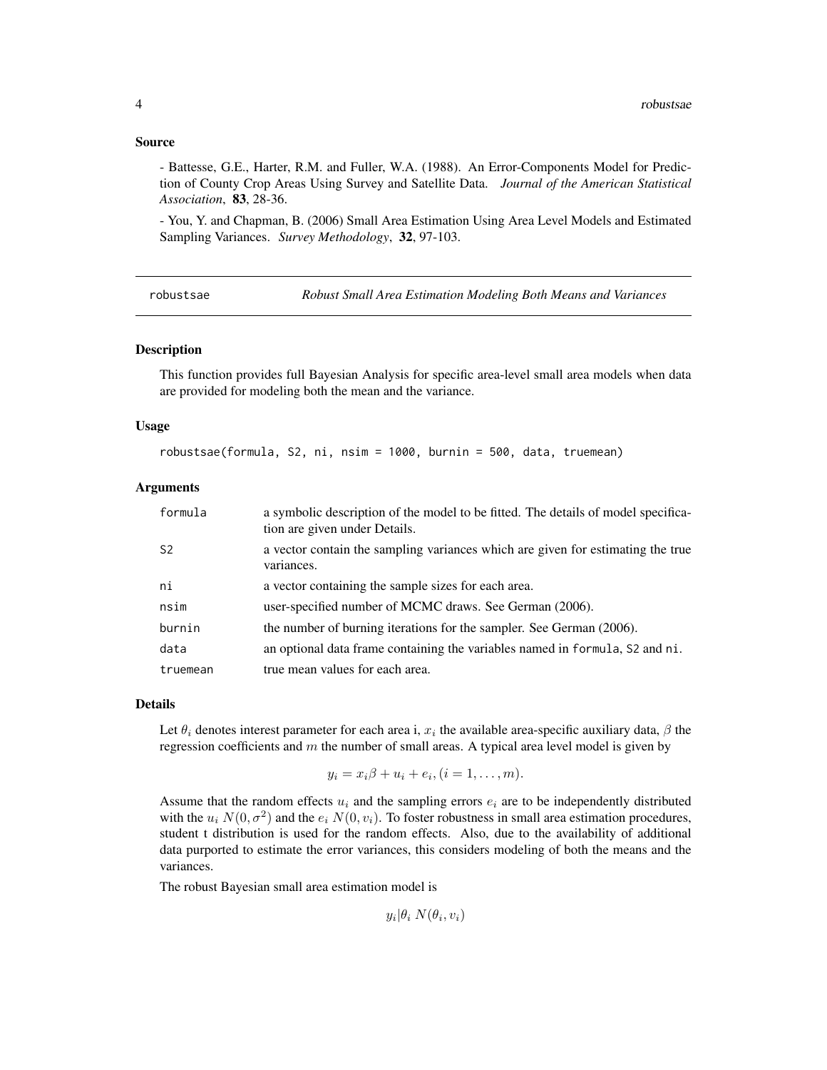### Source

- Battesse, G.E., Harter, R.M. and Fuller, W.A. (1988). An Error-Components Model for Prediction of County Crop Areas Using Survey and Satellite Data. *Journal of the American Statistical Association*, **83**, 28-36.

- You, Y. and Chapman, B. (2006) Small Area Estimation Using Area Level Models and Estimated Sampling Variances. *Survey Methodology*, **32**, 97-103.

---

## robustsae — *Robust Small Area Estimation Modeling Both Means and Variances*

### Description

This function provides full Bayesian Analysis for specific area-level small area models when data are provided for modeling both the mean and the variance.

### Usage

```
robustsae(formula, S2, ni, nsim = 1000, burnin = 500, data, truemean)
```

### Arguments

| | |
|---|---|
| `formula` | a symbolic description of the model to be fitted. The details of model specification are given under Details. |
| `S2` | a vector contain the sampling variances which are given for estimating the true variances. |
| `ni` | a vector containing the sample sizes for each area. |
| `nsim` | user-specified number of MCMC draws. See German (2006). |
| `burnin` | the number of burning iterations for the sampler. See German (2006). |
| `data` | an optional data frame containing the variables named in `formula`, `S2` and `ni`. |
| `truemean` | true mean values for each area. |

### Details

Let $\theta_i$ denotes interest parameter for each area i, $x_i$ the available area-specific auxiliary data, $\beta$ the regression coefficients and $m$ the number of small areas. A typical area level model is given by

$$y_i = x_i\beta + u_i + e_i, (i = 1, \ldots, m).$$

Assume that the random effects $u_i$ and the sampling errors $e_i$ are to be independently distributed with the $u_i$ $N(0, \sigma^2)$ and the $e_i$ $N(0, v_i)$. To foster robustness in small area estimation procedures, student t distribution is used for the random effects. Also, due to the availability of additional data purported to estimate the error variances, this considers modeling of both the means and the variances.

The robust Bayesian small area estimation model is

$$y_i|\theta_i \; N(\theta_i, v_i)$$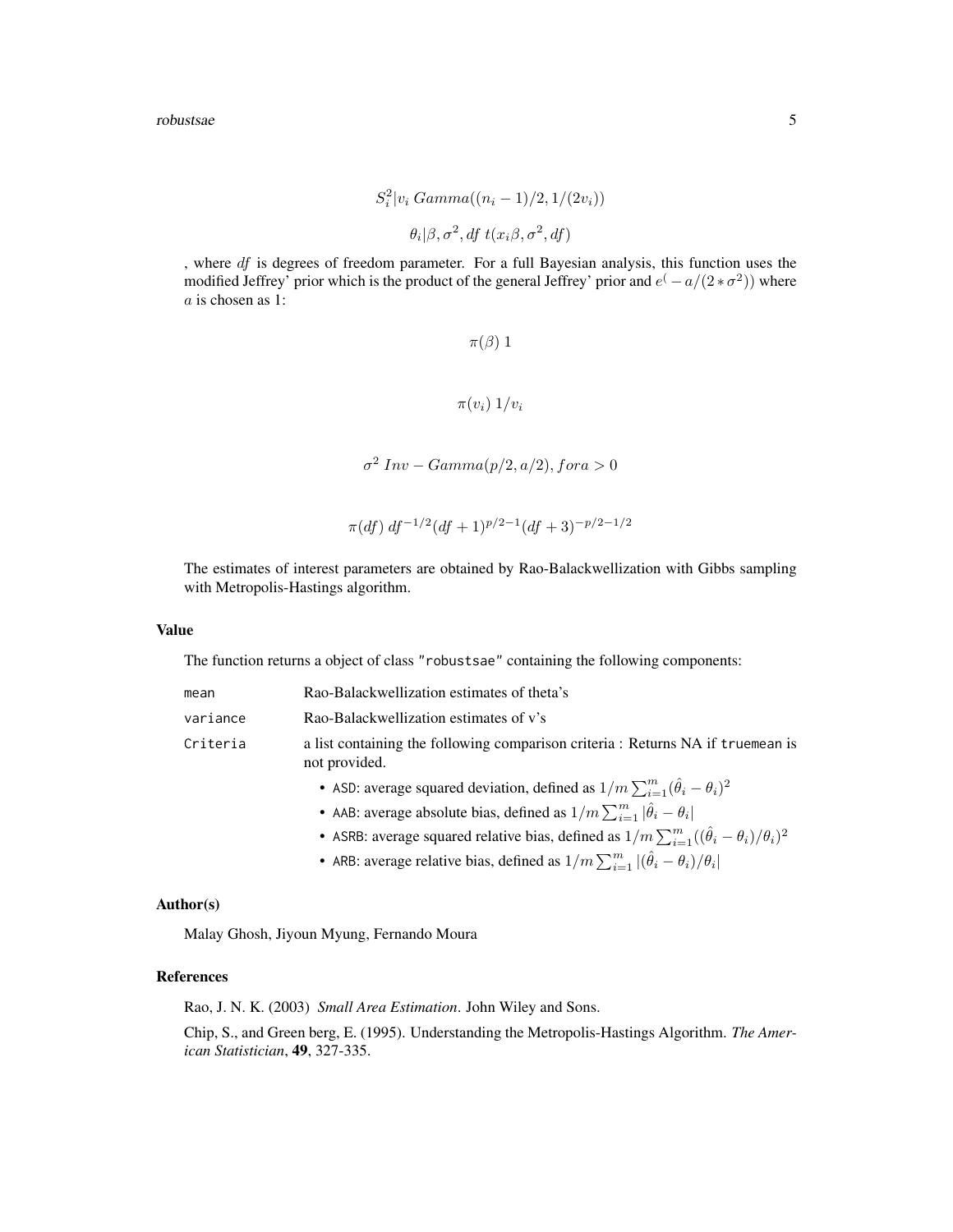$$S_i^2|v_i \; Gamma((n_i - 1)/2, 1/(2v_i))$$

$$\theta_i|\beta, \sigma^2, df \; t(x_i\beta, \sigma^2, df)$$

, where $df$ is degrees of freedom parameter. For a full Bayesian analysis, this function uses the modified Jeffrey' prior which is the product of the general Jeffrey' prior and $e^(-a/(2*\sigma^2))$ where $a$ is chosen as 1:

$$\pi(\beta) \; 1$$

$$\pi(v_i) \; 1/v_i$$

$$\sigma^2 \; Inv - Gamma(p/2, a/2), fora > 0$$

$$\pi(df) \; df^{-1/2}(df + 1)^{p/2-1}(df + 3)^{-p/2-1/2}$$

The estimates of interest parameters are obtained by Rao-Balackwellization with Gibbs sampling with Metropolis-Hastings algorithm.

## Value

The function returns a object of class "robustsae" containing the following components:

- `mean` — Rao-Balackwellization estimates of theta's
- `variance` — Rao-Balackwellization estimates of v's
- `Criteria` — a list containing the following comparison criteria : Returns NA if `truemean` is not provided.
  - ASD: average squared deviation, defined as $1/m \sum_{i=1}^m (\hat{\theta}_i - \theta_i)^2$
  - AAB: average absolute bias, defined as $1/m \sum_{i=1}^m |\hat{\theta}_i - \theta_i|$
  - ASRB: average squared relative bias, defined as $1/m \sum_{i=1}^m ((\hat{\theta}_i - \theta_i)/\theta_i)^2$
  - ARB: average relative bias, defined as $1/m \sum_{i=1}^m |(\hat{\theta}_i - \theta_i)/\theta_i|$

## Author(s)

Malay Ghosh, Jiyoun Myung, Fernando Moura

## References

Rao, J. N. K. (2003) *Small Area Estimation*. John Wiley and Sons.

Chip, S., and Green berg, E. (1995). Understanding the Metropolis-Hastings Algorithm. *The American Statistician*, **49**, 327-335.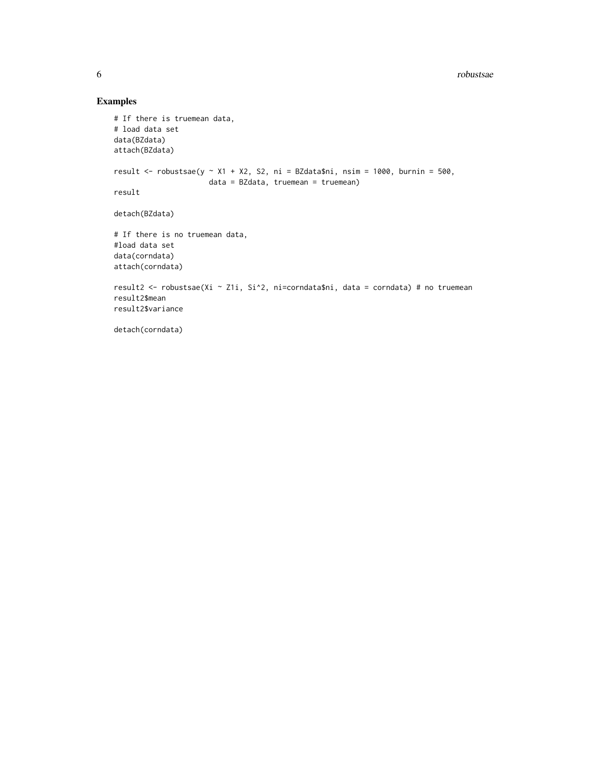## Examples

```
# If there is truemean data,
# load data set
data(BZdata)
attach(BZdata)

result <- robustsae(y ~ X1 + X2, S2, ni = BZdata$ni, nsim = 1000, burnin = 500,
                      data = BZdata, truemean = truemean)
result

detach(BZdata)

# If there is no truemean data,
#load data set
data(corndata)
attach(corndata)

result2 <- robustsae(Xi ~ Z1i, Si^2, ni=corndata$ni, data = corndata) # no truemean
result2$mean
result2$variance

detach(corndata)
```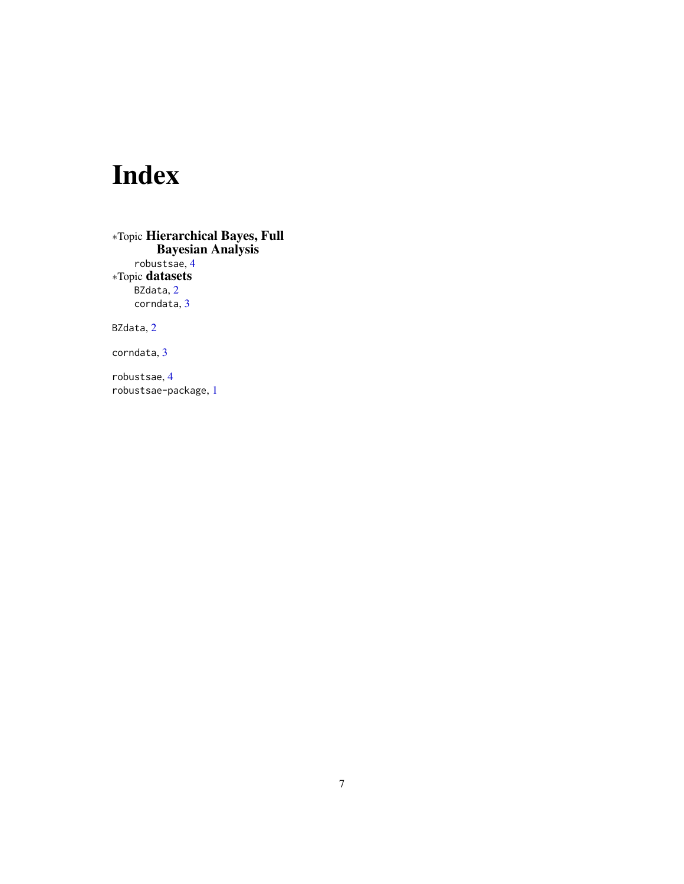# Index

*Topic **Hierarchical Bayes, Full Bayesian Analysis**
  robustsae, 4

*Topic **datasets**
  BZdata, 2
  corndata, 3

BZdata, 2

corndata, 3

robustsae, 4
robustsae-package, 1